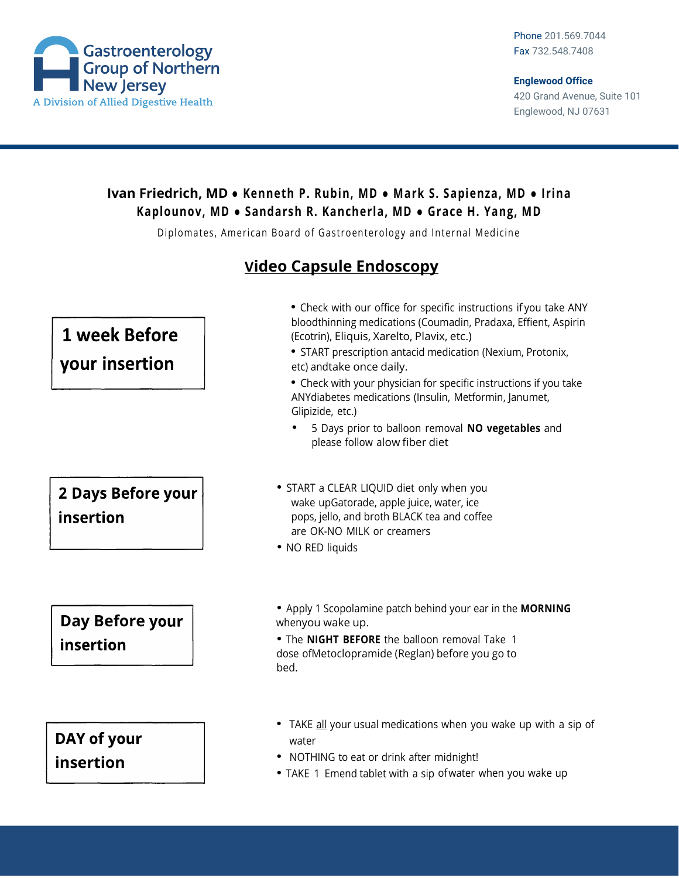Gastroenterology Group of Northern New Jersey
A Division of Allied Digestive Health

Phone 201.569.7044
Fax 732.548.7408

**Englewood Office**
420 Grand Avenue, Suite 101
Englewood, NJ 07631

**Ivan Friedrich, MD • Kenneth P. Rubin, MD • Mark S. Sapienza, MD • Irina Kaplounov, MD • Sandarsh R. Kancherla, MD • Grace H. Yang, MD**

Diplomates, American Board of Gastroenterology and Internal Medicine

# Video Capsule Endoscopy

## 1 week Before your insertion

- Check with our office for specific instructions if you take ANY bloodthinning medications (Coumadin, Pradaxa, Effient, Aspirin (Ecotrin), Eliquis, Xarelto, Plavix, etc.)
- START prescription antacid medication (Nexium, Protonix, etc) andtake once daily.
- Check with your physician for specific instructions if you take ANYdiabetes medications (Insulin, Metformin, Janumet, Glipizide, etc.)
- 5 Days prior to balloon removal **NO vegetables** and please follow alow fiber diet

## 2 Days Before your insertion

- START a CLEAR LIQUID diet only when you wake upGatorade, apple juice, water, ice pops, jello, and broth BLACK tea and coffee are OK-NO MILK or creamers
- NO RED liquids

## Day Before your insertion

- Apply 1 Scopolamine patch behind your ear in the **MORNING** whenyou wake up.
- The **NIGHT BEFORE** the balloon removal Take 1 dose ofMetoclopramide (Reglan) before you go to bed.

## DAY of your insertion

- TAKE <u>all</u> your usual medications when you wake up with a sip of water
- NOTHING to eat or drink after midnight!
- TAKE 1 Emend tablet with a sip ofwater when you wake up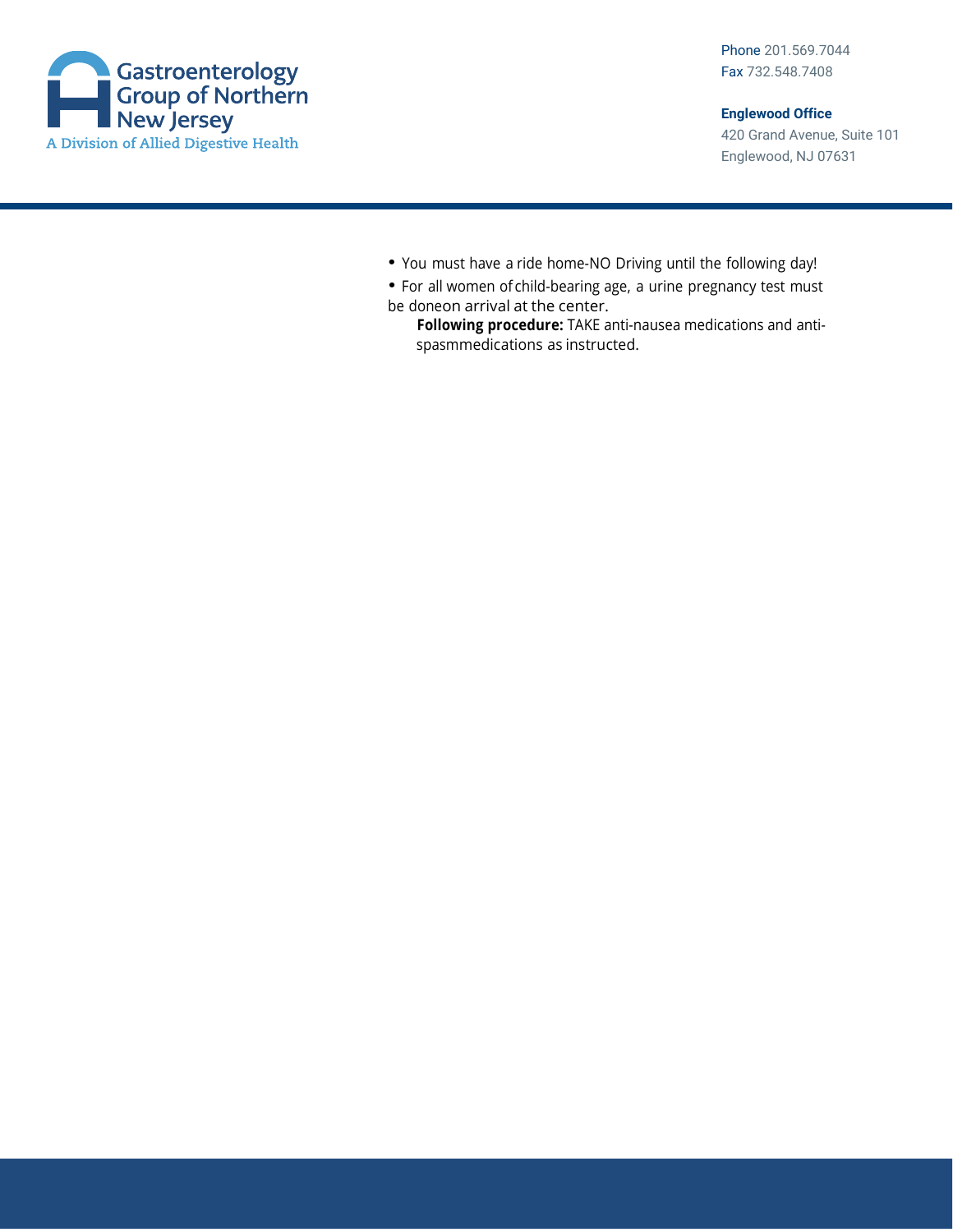Gastroenterology Group of Northern New Jersey

A Division of Allied Digestive Health

Phone 201.569.7044
Fax 732.548.7408

**Englewood Office**
420 Grand Avenue, Suite 101
Englewood, NJ 07631

- You must have a ride home-NO Driving until the following day!
- For all women of child-bearing age, a urine pregnancy test must be doneon arrival at the center.

**Following procedure:** TAKE anti-nausea medications and anti-spasmmedications as instructed.